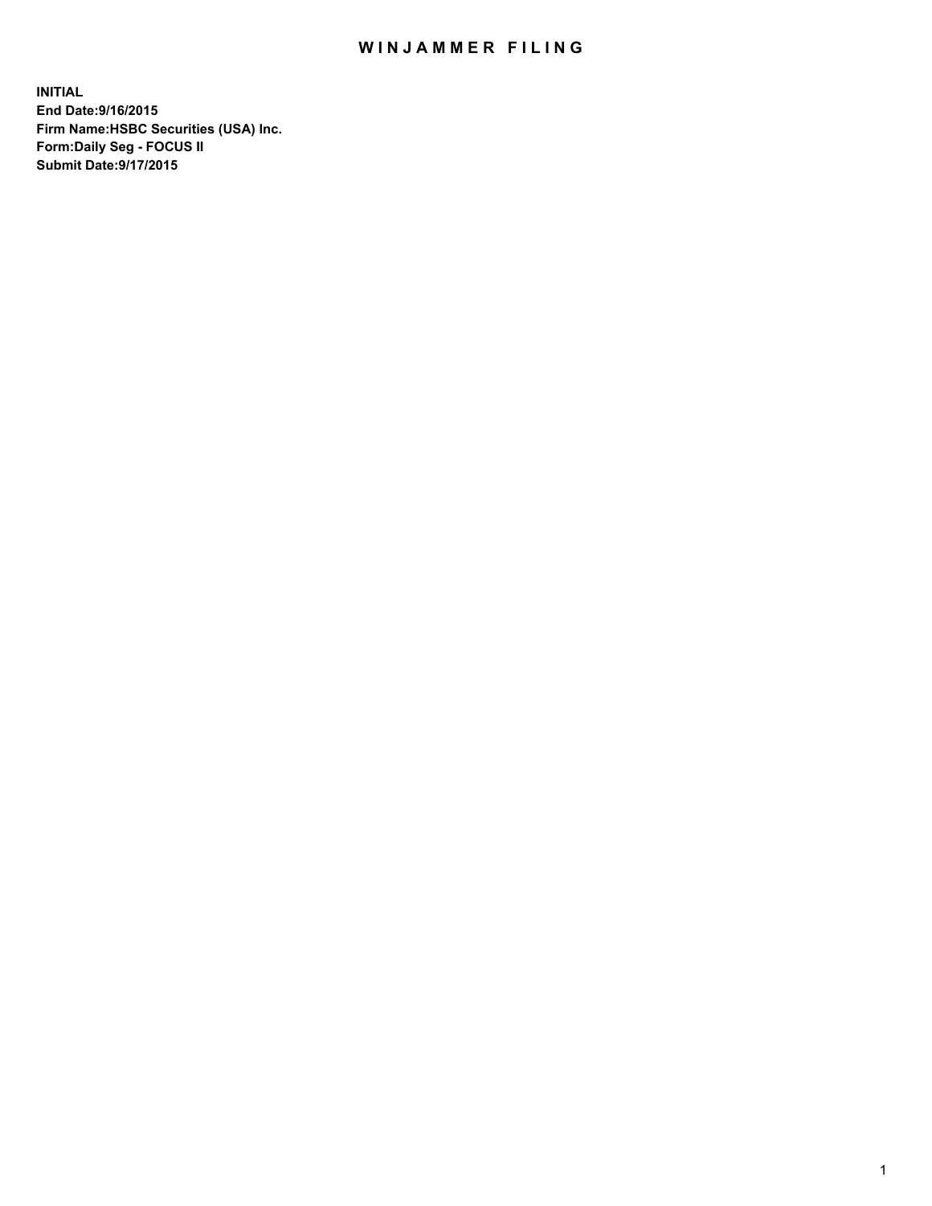# WINJAMMER FILING

**INITIAL**
**End Date:9/16/2015**
**Firm Name:HSBC Securities (USA) Inc.**
**Form:Daily Seg - FOCUS II**
**Submit Date:9/17/2015**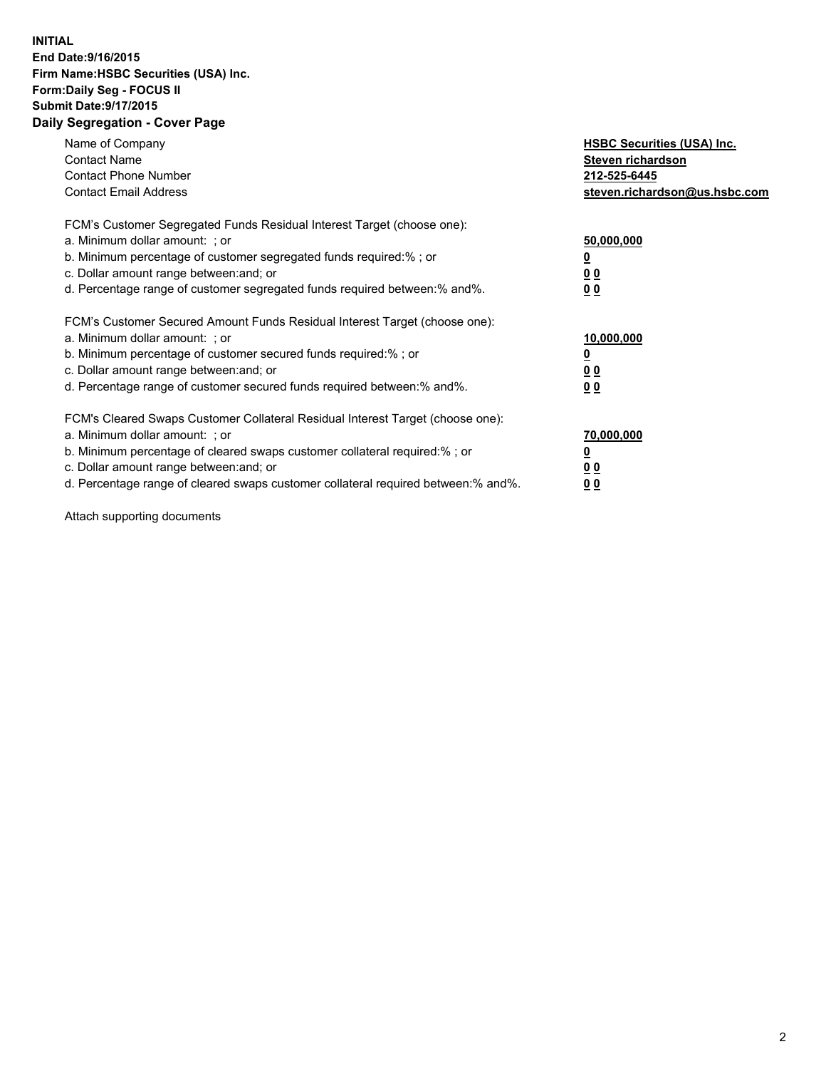**INITIAL**
**End Date:9/16/2015**
**Firm Name:HSBC Securities (USA) Inc.**
**Form:Daily Seg - FOCUS II**
**Submit Date:9/17/2015**

## Daily Segregation - Cover Page

| | |
|---|---|
| Name of Company | **HSBC Securities (USA) Inc.** |
| Contact Name | **Steven richardson** |
| Contact Phone Number | **212-525-6445** |
| Contact Email Address | **steven.richardson@us.hsbc.com** |

FCM's Customer Segregated Funds Residual Interest Target (choose one):

| | |
|---|---|
| a. Minimum dollar amount: ; or | **50,000,000** |
| b. Minimum percentage of customer segregated funds required:% ; or | **0** |
| c. Dollar amount range between:and; or | **0 0** |
| d. Percentage range of customer segregated funds required between:% and%. | **0 0** |

FCM's Customer Secured Amount Funds Residual Interest Target (choose one):

| | |
|---|---|
| a. Minimum dollar amount: ; or | **10,000,000** |
| b. Minimum percentage of customer secured funds required:% ; or | **0** |
| c. Dollar amount range between:and; or | **0 0** |
| d. Percentage range of customer secured funds required between:% and%. | **0 0** |

FCM's Cleared Swaps Customer Collateral Residual Interest Target (choose one):

| | |
|---|---|
| a. Minimum dollar amount: ; or | **70,000,000** |
| b. Minimum percentage of cleared swaps customer collateral required:% ; or | **0** |
| c. Dollar amount range between:and; or | **0 0** |
| d. Percentage range of cleared swaps customer collateral required between:% and%. | **0 0** |

Attach supporting documents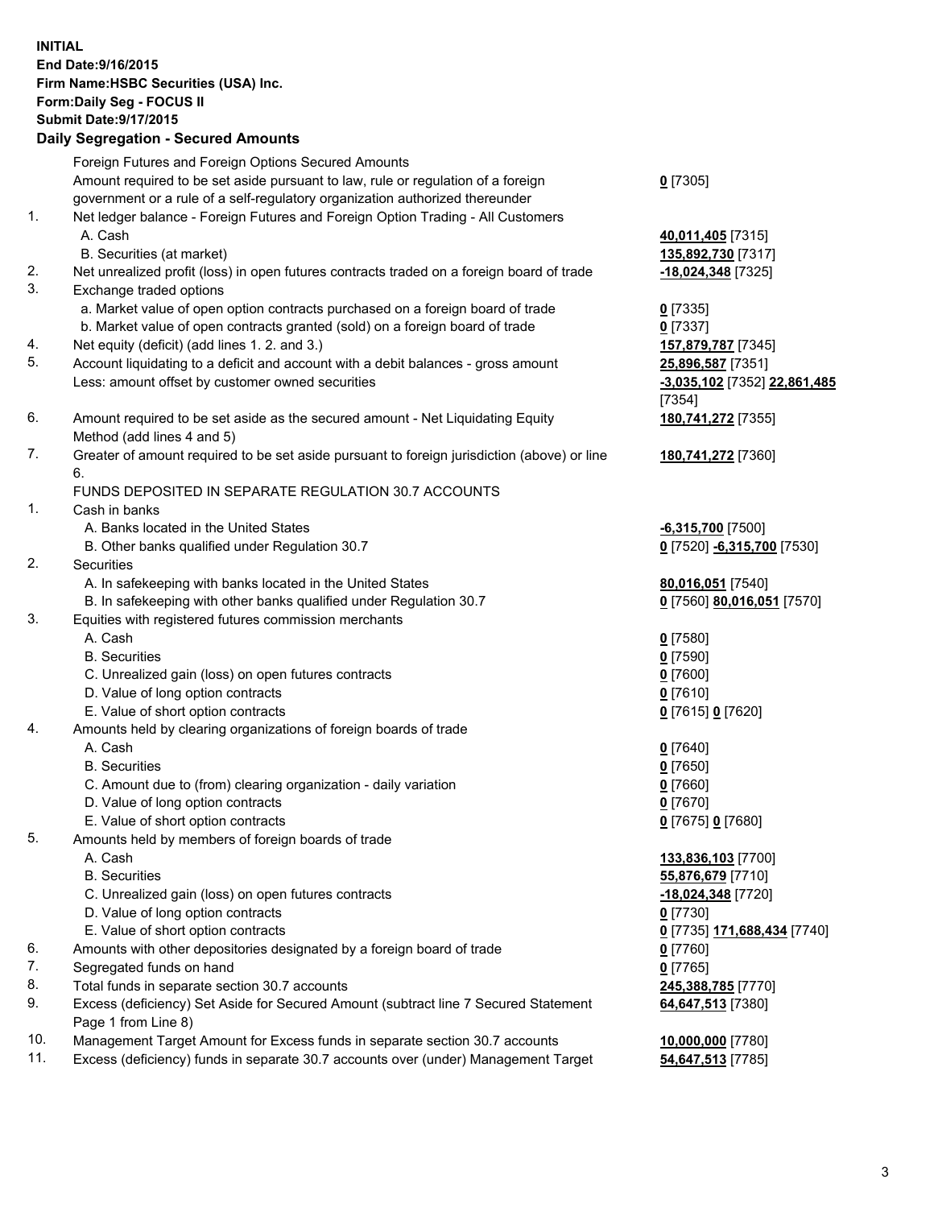**INITIAL**
**End Date:9/16/2015**
**Firm Name:HSBC Securities (USA) Inc.**
**Form:Daily Seg - FOCUS II**
**Submit Date:9/17/2015**

**Daily Segregation - Secured Amounts**

| | | |
|---|---|---|
| | Foreign Futures and Foreign Options Secured Amounts | |
| | Amount required to be set aside pursuant to law, rule or regulation of a foreign government or a rule of a self-regulatory organization authorized thereunder | **0** [7305] |
| 1. | Net ledger balance - Foreign Futures and Foreign Option Trading - All Customers | |
| | A. Cash | **40,011,405** [7315] |
| | B. Securities (at market) | **135,892,730** [7317] |
| 2. | Net unrealized profit (loss) in open futures contracts traded on a foreign board of trade | **-18,024,348** [7325] |
| 3. | Exchange traded options | |
| | a. Market value of open option contracts purchased on a foreign board of trade | **0** [7335] |
| | b. Market value of open contracts granted (sold) on a foreign board of trade | **0** [7337] |
| 4. | Net equity (deficit) (add lines 1. 2. and 3.) | **157,879,787** [7345] |
| 5. | Account liquidating to a deficit and account with a debit balances - gross amount | **25,896,587** [7351] |
| | Less: amount offset by customer owned securities | **-3,035,102** [7352] **22,861,485** [7354] |
| 6. | Amount required to be set aside as the secured amount - Net Liquidating Equity Method (add lines 4 and 5) | **180,741,272** [7355] |
| 7. | Greater of amount required to be set aside pursuant to foreign jurisdiction (above) or line 6. | **180,741,272** [7360] |
| | FUNDS DEPOSITED IN SEPARATE REGULATION 30.7 ACCOUNTS | |
| 1. | Cash in banks | |
| | A. Banks located in the United States | **-6,315,700** [7500] |
| | B. Other banks qualified under Regulation 30.7 | **0** [7520] **-6,315,700** [7530] |
| 2. | Securities | |
| | A. In safekeeping with banks located in the United States | **80,016,051** [7540] |
| | B. In safekeeping with other banks qualified under Regulation 30.7 | **0** [7560] **80,016,051** [7570] |
| 3. | Equities with registered futures commission merchants | |
| | A. Cash | **0** [7580] |
| | B. Securities | **0** [7590] |
| | C. Unrealized gain (loss) on open futures contracts | **0** [7600] |
| | D. Value of long option contracts | **0** [7610] |
| | E. Value of short option contracts | **0** [7615] **0** [7620] |
| 4. | Amounts held by clearing organizations of foreign boards of trade | |
| | A. Cash | **0** [7640] |
| | B. Securities | **0** [7650] |
| | C. Amount due to (from) clearing organization - daily variation | **0** [7660] |
| | D. Value of long option contracts | **0** [7670] |
| | E. Value of short option contracts | **0** [7675] **0** [7680] |
| 5. | Amounts held by members of foreign boards of trade | |
| | A. Cash | **133,836,103** [7700] |
| | B. Securities | **55,876,679** [7710] |
| | C. Unrealized gain (loss) on open futures contracts | **-18,024,348** [7720] |
| | D. Value of long option contracts | **0** [7730] |
| | E. Value of short option contracts | **0** [7735] **171,688,434** [7740] |
| 6. | Amounts with other depositories designated by a foreign board of trade | **0** [7760] |
| 7. | Segregated funds on hand | **0** [7765] |
| 8. | Total funds in separate section 30.7 accounts | **245,388,785** [7770] |
| 9. | Excess (deficiency) Set Aside for Secured Amount (subtract line 7 Secured Statement Page 1 from Line 8) | **64,647,513** [7380] |
| 10. | Management Target Amount for Excess funds in separate section 30.7 accounts | **10,000,000** [7780] |
| 11. | Excess (deficiency) funds in separate 30.7 accounts over (under) Management Target | **54,647,513** [7785] |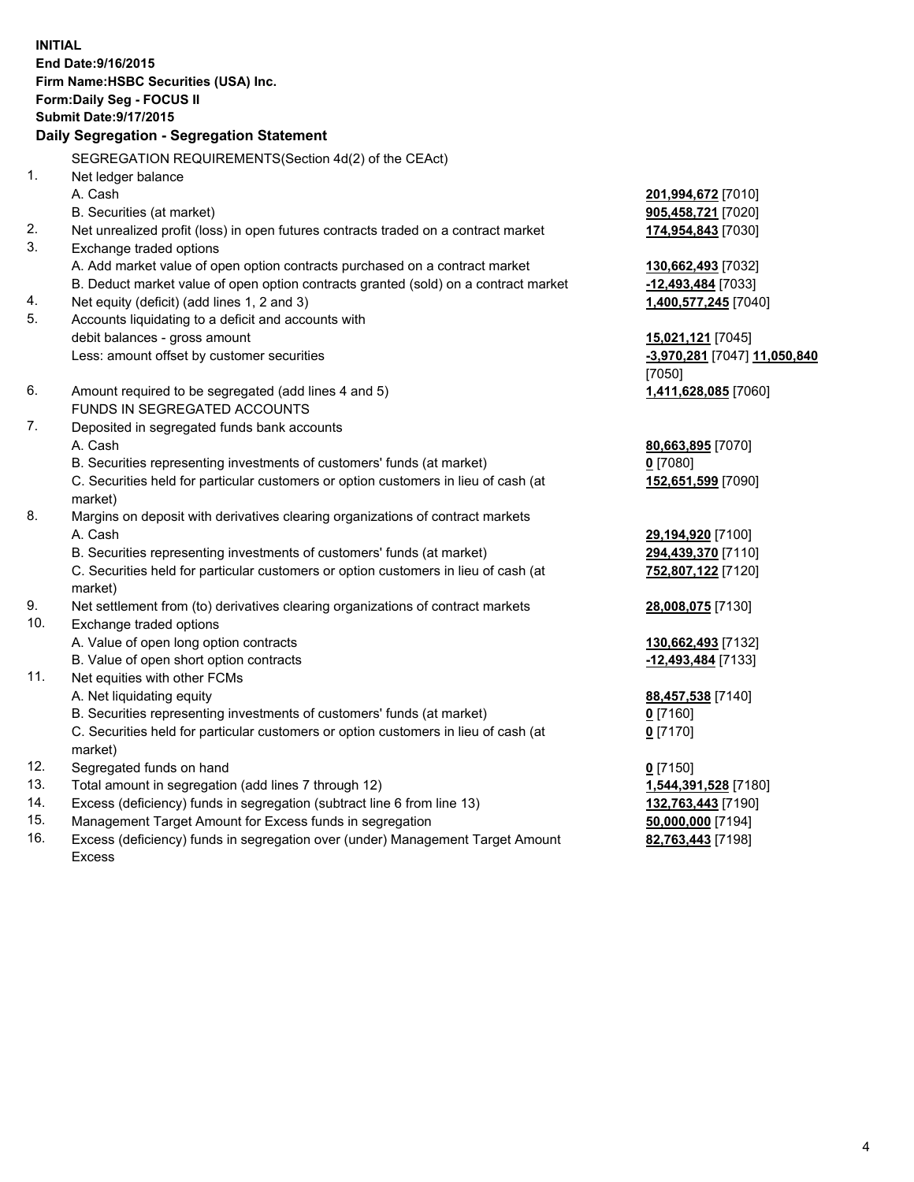**INITIAL**
**End Date:9/16/2015**
**Firm Name:HSBC Securities (USA) Inc.**
**Form:Daily Seg - FOCUS II**
**Submit Date:9/17/2015**

## Daily Segregation - Segregation Statement

SEGREGATION REQUIREMENTS(Section 4d(2) of the CEAct)

| | | |
|---|---|---|
| 1. | Net ledger balance | |
| | A. Cash | **201,994,672** [7010] |
| | B. Securities (at market) | **905,458,721** [7020] |
| 2. | Net unrealized profit (loss) in open futures contracts traded on a contract market | **174,954,843** [7030] |
| 3. | Exchange traded options | |
| | A. Add market value of open option contracts purchased on a contract market | **130,662,493** [7032] |
| | B. Deduct market value of open option contracts granted (sold) on a contract market | **-12,493,484** [7033] |
| 4. | Net equity (deficit) (add lines 1, 2 and 3) | **1,400,577,245** [7040] |
| 5. | Accounts liquidating to a deficit and accounts with debit balances - gross amount | **15,021,121** [7045] |
| | Less: amount offset by customer securities | **-3,970,281** [7047] **11,050,840** [7050] |
| 6. | Amount required to be segregated (add lines 4 and 5) | **1,411,628,085** [7060] |
| | FUNDS IN SEGREGATED ACCOUNTS | |
| 7. | Deposited in segregated funds bank accounts | |
| | A. Cash | **80,663,895** [7070] |
| | B. Securities representing investments of customers' funds (at market) | **0** [7080] |
| | C. Securities held for particular customers or option customers in lieu of cash (at market) | **152,651,599** [7090] |
| 8. | Margins on deposit with derivatives clearing organizations of contract markets | |
| | A. Cash | **29,194,920** [7100] |
| | B. Securities representing investments of customers' funds (at market) | **294,439,370** [7110] |
| | C. Securities held for particular customers or option customers in lieu of cash (at market) | **752,807,122** [7120] |
| 9. | Net settlement from (to) derivatives clearing organizations of contract markets | **28,008,075** [7130] |
| 10. | Exchange traded options | |
| | A. Value of open long option contracts | **130,662,493** [7132] |
| | B. Value of open short option contracts | **-12,493,484** [7133] |
| 11. | Net equities with other FCMs | |
| | A. Net liquidating equity | **88,457,538** [7140] |
| | B. Securities representing investments of customers' funds (at market) | **0** [7160] |
| | C. Securities held for particular customers or option customers in lieu of cash (at market) | **0** [7170] |
| 12. | Segregated funds on hand | **0** [7150] |
| 13. | Total amount in segregation (add lines 7 through 12) | **1,544,391,528** [7180] |
| 14. | Excess (deficiency) funds in segregation (subtract line 6 from line 13) | **132,763,443** [7190] |
| 15. | Management Target Amount for Excess funds in segregation | **50,000,000** [7194] |
| 16. | Excess (deficiency) funds in segregation over (under) Management Target Amount Excess | **82,763,443** [7198] |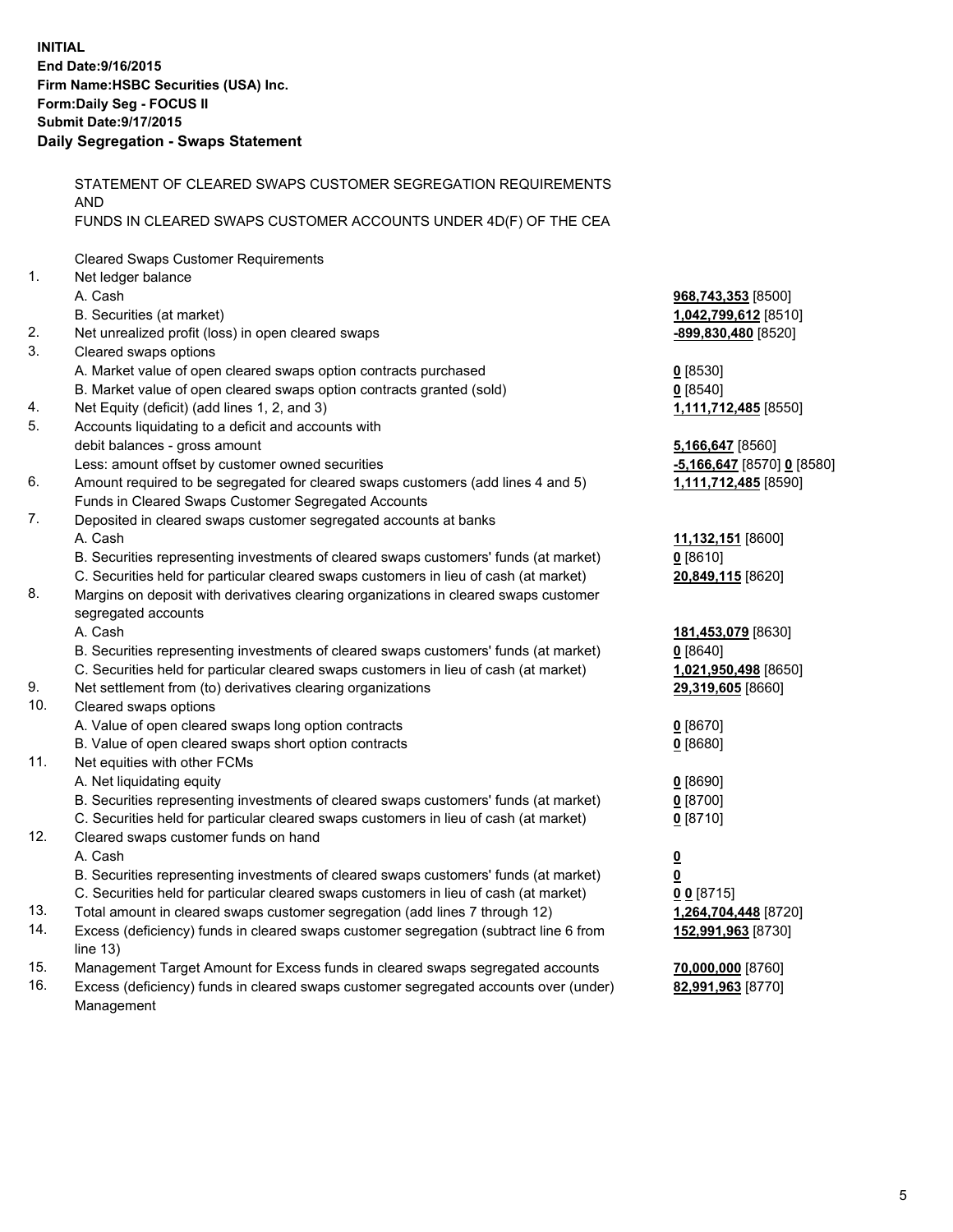**INITIAL**
**End Date:9/16/2015**
**Firm Name:HSBC Securities (USA) Inc.**
**Form:Daily Seg - FOCUS II**
**Submit Date:9/17/2015**
**Daily Segregation - Swaps Statement**

STATEMENT OF CLEARED SWAPS CUSTOMER SEGREGATION REQUIREMENTS AND
FUNDS IN CLEARED SWAPS CUSTOMER ACCOUNTS UNDER 4D(F) OF THE CEA

| | | |
|---|---|---|
| | Cleared Swaps Customer Requirements | |
| 1. | Net ledger balance | |
| | A. Cash | **968,743,353** [8500] |
| | B. Securities (at market) | **1,042,799,612** [8510] |
| 2. | Net unrealized profit (loss) in open cleared swaps | **-899,830,480** [8520] |
| 3. | Cleared swaps options | |
| | A. Market value of open cleared swaps option contracts purchased | **0** [8530] |
| | B. Market value of open cleared swaps option contracts granted (sold) | **0** [8540] |
| 4. | Net Equity (deficit) (add lines 1, 2, and 3) | **1,111,712,485** [8550] |
| 5. | Accounts liquidating to a deficit and accounts with debit balances - gross amount | **5,166,647** [8560] |
| | Less: amount offset by customer owned securities | **-5,166,647** [8570] **0** [8580] |
| 6. | Amount required to be segregated for cleared swaps customers (add lines 4 and 5) | **1,111,712,485** [8590] |
| | Funds in Cleared Swaps Customer Segregated Accounts | |
| 7. | Deposited in cleared swaps customer segregated accounts at banks | |
| | A. Cash | **11,132,151** [8600] |
| | B. Securities representing investments of cleared swaps customers' funds (at market) | **0** [8610] |
| | C. Securities held for particular cleared swaps customers in lieu of cash (at market) | **20,849,115** [8620] |
| 8. | Margins on deposit with derivatives clearing organizations in cleared swaps customer segregated accounts | |
| | A. Cash | **181,453,079** [8630] |
| | B. Securities representing investments of cleared swaps customers' funds (at market) | **0** [8640] |
| | C. Securities held for particular cleared swaps customers in lieu of cash (at market) | **1,021,950,498** [8650] |
| 9. | Net settlement from (to) derivatives clearing organizations | **29,319,605** [8660] |
| 10. | Cleared swaps options | |
| | A. Value of open cleared swaps long option contracts | **0** [8670] |
| | B. Value of open cleared swaps short option contracts | **0** [8680] |
| 11. | Net equities with other FCMs | |
| | A. Net liquidating equity | **0** [8690] |
| | B. Securities representing investments of cleared swaps customers' funds (at market) | **0** [8700] |
| | C. Securities held for particular cleared swaps customers in lieu of cash (at market) | **0** [8710] |
| 12. | Cleared swaps customer funds on hand | |
| | A. Cash | **0** |
| | B. Securities representing investments of cleared swaps customers' funds (at market) | **0** |
| | C. Securities held for particular cleared swaps customers in lieu of cash (at market) | **0** **0** [8715] |
| 13. | Total amount in cleared swaps customer segregation (add lines 7 through 12) | **1,264,704,448** [8720] |
| 14. | Excess (deficiency) funds in cleared swaps customer segregation (subtract line 6 from line 13) | **152,991,963** [8730] |
| 15. | Management Target Amount for Excess funds in cleared swaps segregated accounts | **70,000,000** [8760] |
| 16. | Excess (deficiency) funds in cleared swaps customer segregated accounts over (under) Management | **82,991,963** [8770] |